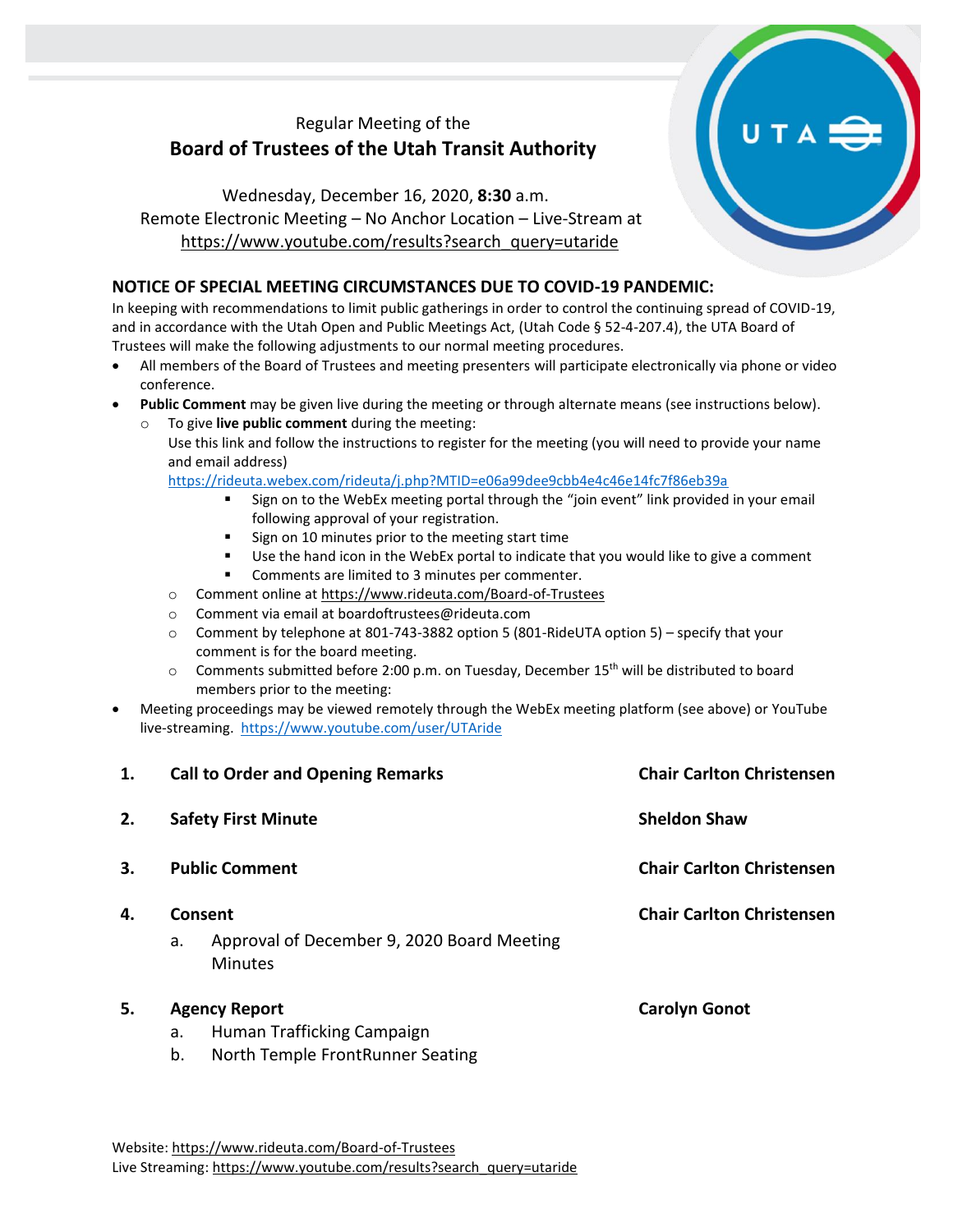Regular Meeting of the

# Board of Trustees of the Utah Transit Authority

Wednesday, December 16, 2020, **8:30** a.m.
Remote Electronic Meeting – No Anchor Location – Live-Stream at
https://www.youtube.com/results?search_query=utaride

## NOTICE OF SPECIAL MEETING CIRCUMSTANCES DUE TO COVID-19 PANDEMIC:

In keeping with recommendations to limit public gatherings in order to control the continuing spread of COVID-19, and in accordance with the Utah Open and Public Meetings Act, (Utah Code § 52-4-207.4), the UTA Board of Trustees will make the following adjustments to our normal meeting procedures.

- All members of the Board of Trustees and meeting presenters will participate electronically via phone or video conference.
- **Public Comment** may be given live during the meeting or through alternate means (see instructions below).
  - To give **live public comment** during the meeting:
    Use this link and follow the instructions to register for the meeting (you will need to provide your name and email address)
    https://rideuta.webex.com/rideuta/j.php?MTID=e06a99dee9cbb4e4c46e14fc7f86eb39a
    - Sign on to the WebEx meeting portal through the "join event" link provided in your email following approval of your registration.
    - Sign on 10 minutes prior to the meeting start time
    - Use the hand icon in the WebEx portal to indicate that you would like to give a comment
    - Comments are limited to 3 minutes per commenter.
  - Comment online at https://www.rideuta.com/Board-of-Trustees
  - Comment via email at boardoftrustees@rideuta.com
  - Comment by telephone at 801-743-3882 option 5 (801-RideUTA option 5) – specify that your comment is for the board meeting.
  - Comments submitted before 2:00 p.m. on Tuesday, December 15th will be distributed to board members prior to the meeting:
- Meeting proceedings may be viewed remotely through the WebEx meeting platform (see above) or YouTube live-streaming. https://www.youtube.com/user/UTAride

| | | |
|---|---|---|
| **1.** | **Call to Order and Opening Remarks** | **Chair Carlton Christensen** |
| **2.** | **Safety First Minute** | **Sheldon Shaw** |
| **3.** | **Public Comment** | **Chair Carlton Christensen** |
| **4.** | **Consent**<br>a. Approval of December 9, 2020 Board Meeting Minutes | **Chair Carlton Christensen** |
| **5.** | **Agency Report**<br>a. Human Trafficking Campaign<br>b. North Temple FrontRunner Seating | **Carolyn Gonot** |

Website: https://www.rideuta.com/Board-of-Trustees
Live Streaming: https://www.youtube.com/results?search_query=utaride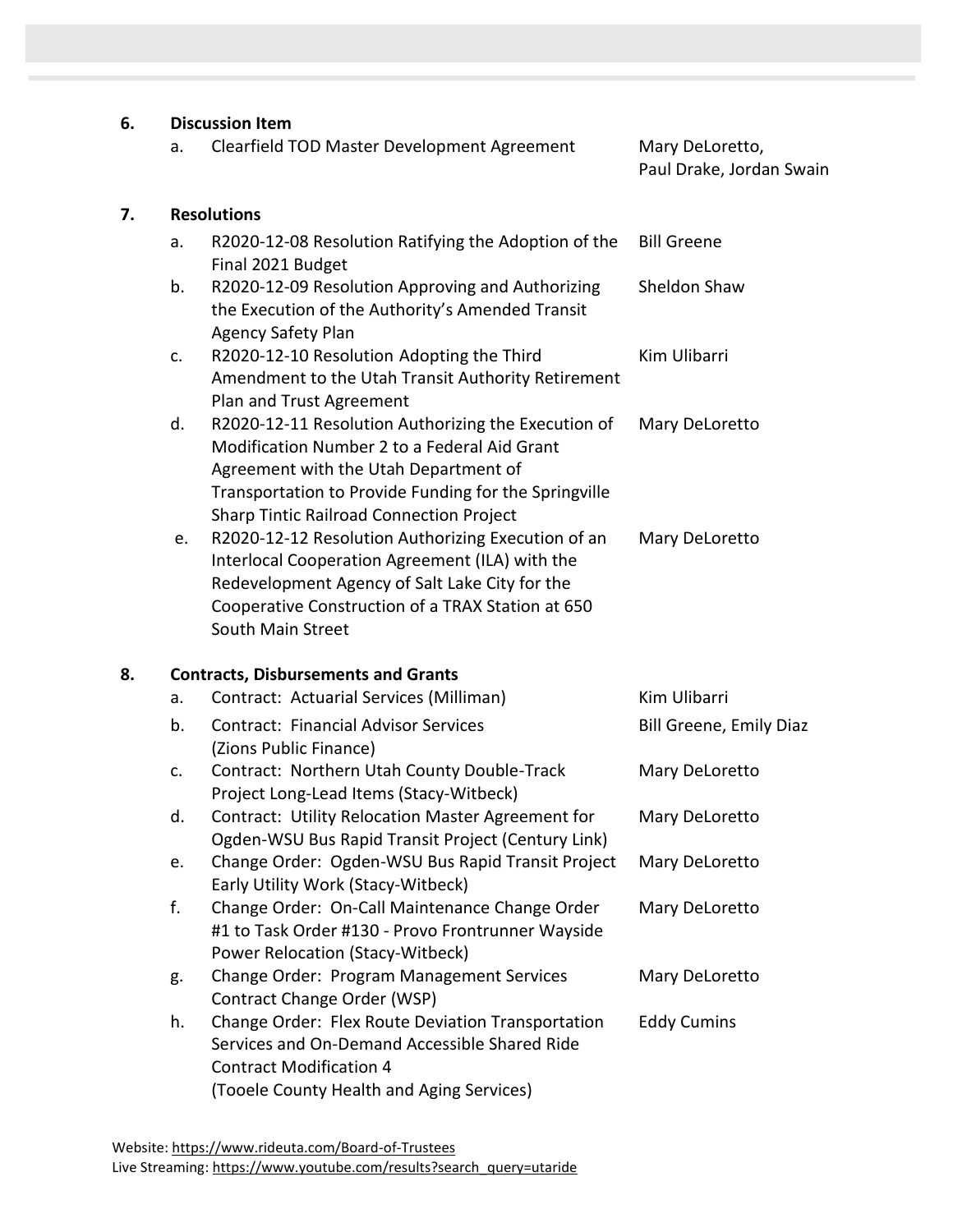**6. Discussion Item**

a. Clearfield TOD Master Development Agreement — Mary DeLoretto, Paul Drake, Jordan Swain

**7. Resolutions**

a. R2020-12-08 Resolution Ratifying the Adoption of the Final 2021 Budget — Bill Greene

b. R2020-12-09 Resolution Approving and Authorizing the Execution of the Authority's Amended Transit Agency Safety Plan — Sheldon Shaw

c. R2020-12-10 Resolution Adopting the Third Amendment to the Utah Transit Authority Retirement Plan and Trust Agreement — Kim Ulibarri

d. R2020-12-11 Resolution Authorizing the Execution of Modification Number 2 to a Federal Aid Grant Agreement with the Utah Department of Transportation to Provide Funding for the Springville Sharp Tintic Railroad Connection Project — Mary DeLoretto

e. R2020-12-12 Resolution Authorizing Execution of an Interlocal Cooperation Agreement (ILA) with the Redevelopment Agency of Salt Lake City for the Cooperative Construction of a TRAX Station at 650 South Main Street — Mary DeLoretto

**8. Contracts, Disbursements and Grants**

a. Contract: Actuarial Services (Milliman) — Kim Ulibarri

b. Contract: Financial Advisor Services (Zions Public Finance) — Bill Greene, Emily Diaz

c. Contract: Northern Utah County Double-Track Project Long-Lead Items (Stacy-Witbeck) — Mary DeLoretto

d. Contract: Utility Relocation Master Agreement for Ogden-WSU Bus Rapid Transit Project (Century Link) — Mary DeLoretto

e. Change Order: Ogden-WSU Bus Rapid Transit Project Early Utility Work (Stacy-Witbeck) — Mary DeLoretto

f. Change Order: On-Call Maintenance Change Order #1 to Task Order #130 - Provo Frontrunner Wayside Power Relocation (Stacy-Witbeck) — Mary DeLoretto

g. Change Order: Program Management Services Contract Change Order (WSP) — Mary DeLoretto

h. Change Order: Flex Route Deviation Transportation Services and On-Demand Accessible Shared Ride Contract Modification 4 (Tooele County Health and Aging Services) — Eddy Cumins

Website: https://www.rideuta.com/Board-of-Trustees
Live Streaming: https://www.youtube.com/results?search_query=utaride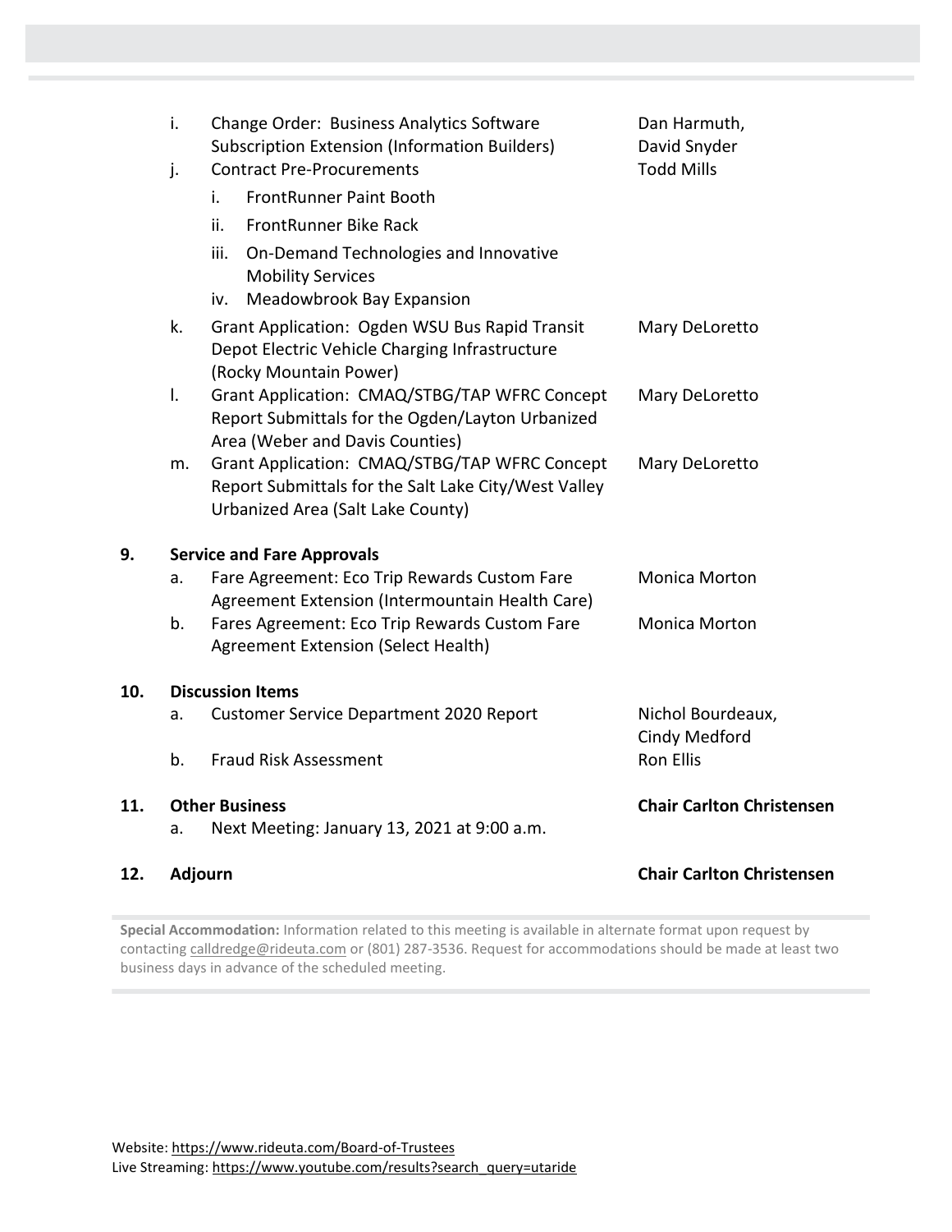i. Change Order: Business Analytics Software Subscription Extension (Information Builders) — Dan Harmuth, David Snyder

j. Contract Pre-Procurements — Todd Mills

   i. FrontRunner Paint Booth

   ii. FrontRunner Bike Rack

   iii. On-Demand Technologies and Innovative Mobility Services

   iv. Meadowbrook Bay Expansion

k. Grant Application: Ogden WSU Bus Rapid Transit Depot Electric Vehicle Charging Infrastructure (Rocky Mountain Power) — Mary DeLoretto

l. Grant Application: CMAQ/STBG/TAP WFRC Concept Report Submittals for the Ogden/Layton Urbanized Area (Weber and Davis Counties) — Mary DeLoretto

m. Grant Application: CMAQ/STBG/TAP WFRC Concept Report Submittals for the Salt Lake City/West Valley Urbanized Area (Salt Lake County) — Mary DeLoretto

**9. Service and Fare Approvals**

a. Fare Agreement: Eco Trip Rewards Custom Fare Agreement Extension (Intermountain Health Care) — Monica Morton

b. Fares Agreement: Eco Trip Rewards Custom Fare Agreement Extension (Select Health) — Monica Morton

**10. Discussion Items**

a. Customer Service Department 2020 Report — Nichol Bourdeaux, Cindy Medford

b. Fraud Risk Assessment — Ron Ellis

**11. Other Business** — **Chair Carlton Christensen**

a. Next Meeting: January 13, 2021 at 9:00 a.m.

**12. Adjourn** — **Chair Carlton Christensen**

**Special Accommodation:** Information related to this meeting is available in alternate format upon request by contacting calldredge@rideuta.com or (801) 287-3536. Request for accommodations should be made at least two business days in advance of the scheduled meeting.

Website: https://www.rideuta.com/Board-of-Trustees
Live Streaming: https://www.youtube.com/results?search_query=utaride